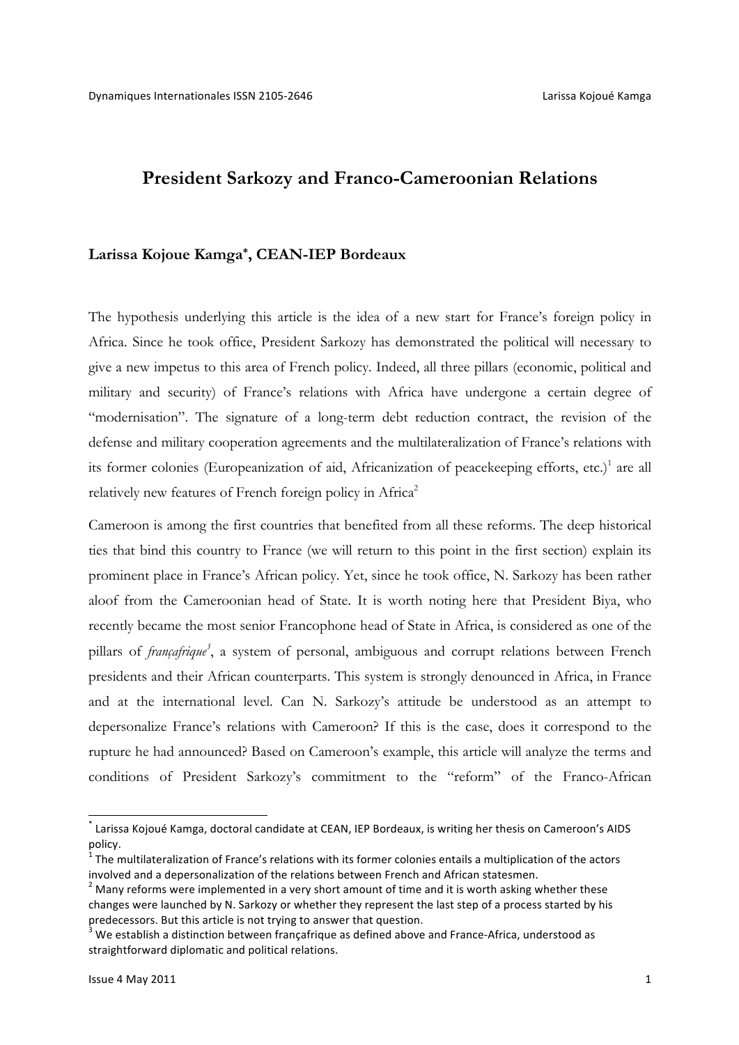# President Sarkozy and Franco-Cameroonian Relations

**Larissa Kojoue Kamga*, CEAN-IEP Bordeaux**

The hypothesis underlying this article is the idea of a new start for France's foreign policy in Africa. Since he took office, President Sarkozy has demonstrated the political will necessary to give a new impetus to this area of French policy. Indeed, all three pillars (economic, political and military and security) of France's relations with Africa have undergone a certain degree of "modernisation". The signature of a long-term debt reduction contract, the revision of the defense and military cooperation agreements and the multilateralization of France's relations with its former colonies (Europeanization of aid, Africanization of peacekeeping efforts, etc.)[1] are all relatively new features of French foreign policy in Africa[2]

Cameroon is among the first countries that benefited from all these reforms. The deep historical ties that bind this country to France (we will return to this point in the first section) explain its prominent place in France's African policy. Yet, since he took office, N. Sarkozy has been rather aloof from the Cameroonian head of State. It is worth noting here that President Biya, who recently became the most senior Francophone head of State in Africa, is considered as one of the pillars of *françafrique*[3], a system of personal, ambiguous and corrupt relations between French presidents and their African counterparts. This system is strongly denounced in Africa, in France and at the international level. Can N. Sarkozy's attitude be understood as an attempt to depersonalize France's relations with Cameroon? If this is the case, does it correspond to the rupture he had announced? Based on Cameroon's example, this article will analyze the terms and conditions of President Sarkozy's commitment to the "reform" of the Franco-African

---

* Larissa Kojoué Kamga, doctoral candidate at CEAN, IEP Bordeaux, is writing her thesis on Cameroon's AIDS policy.

[1] The multilateralization of France's relations with its former colonies entails a multiplication of the actors involved and a depersonalization of the relations between French and African statesmen.

[2] Many reforms were implemented in a very short amount of time and it is worth asking whether these changes were launched by N. Sarkozy or whether they represent the last step of a process started by his predecessors. But this article is not trying to answer that question.

[3] We establish a distinction between françafrique as defined above and France-Africa, understood as straightforward diplomatic and political relations.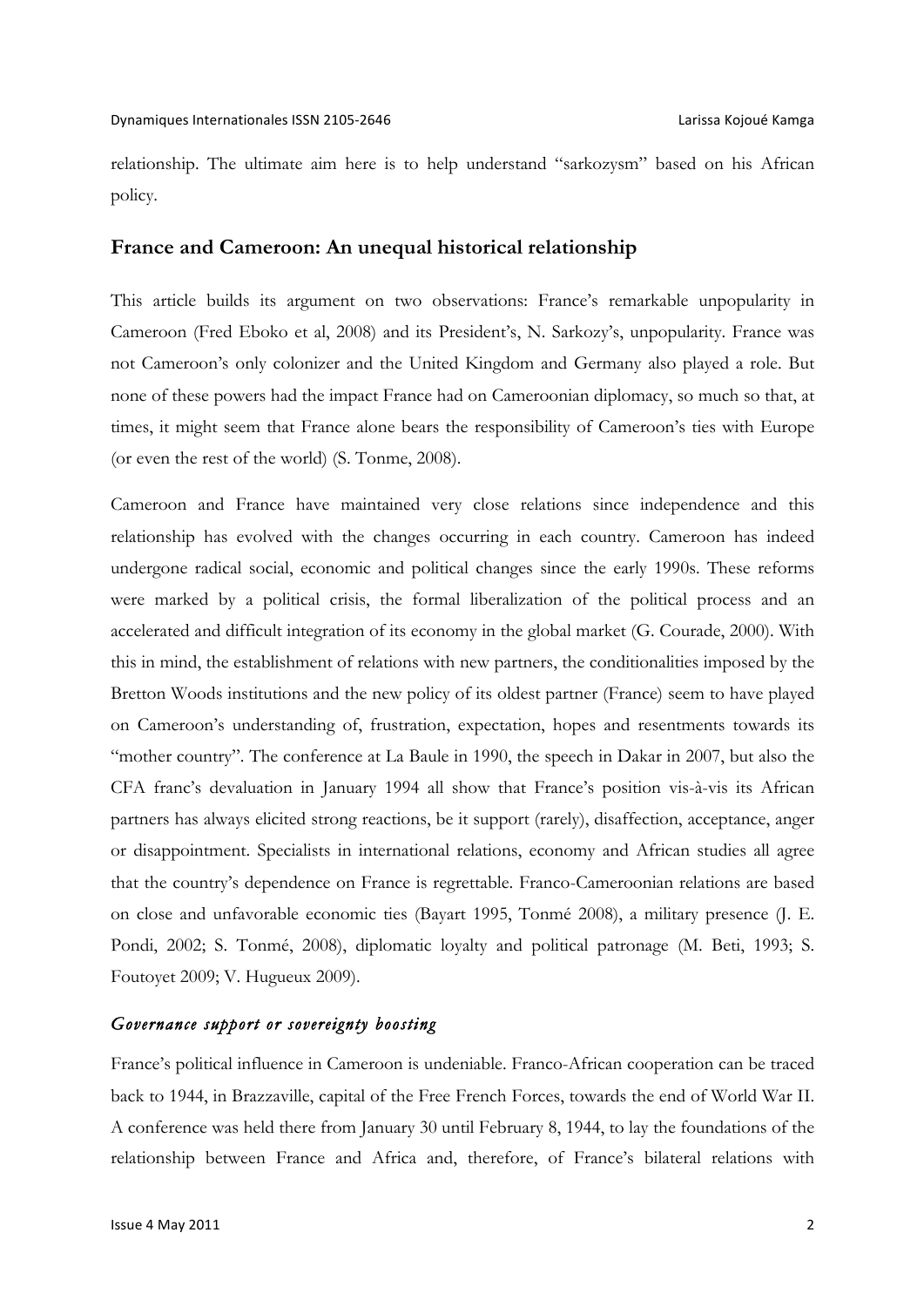relationship. The ultimate aim here is to help understand "sarkozysm" based on his African policy.

## France and Cameroon: An unequal historical relationship

This article builds its argument on two observations: France's remarkable unpopularity in Cameroon (Fred Eboko et al, 2008) and its President's, N. Sarkozy's, unpopularity. France was not Cameroon's only colonizer and the United Kingdom and Germany also played a role. But none of these powers had the impact France had on Cameroonian diplomacy, so much so that, at times, it might seem that France alone bears the responsibility of Cameroon's ties with Europe (or even the rest of the world) (S. Tonme, 2008).

Cameroon and France have maintained very close relations since independence and this relationship has evolved with the changes occurring in each country. Cameroon has indeed undergone radical social, economic and political changes since the early 1990s. These reforms were marked by a political crisis, the formal liberalization of the political process and an accelerated and difficult integration of its economy in the global market (G. Courade, 2000). With this in mind, the establishment of relations with new partners, the conditionalities imposed by the Bretton Woods institutions and the new policy of its oldest partner (France) seem to have played on Cameroon's understanding of, frustration, expectation, hopes and resentments towards its "mother country". The conference at La Baule in 1990, the speech in Dakar in 2007, but also the CFA franc's devaluation in January 1994 all show that France's position vis-à-vis its African partners has always elicited strong reactions, be it support (rarely), disaffection, acceptance, anger or disappointment. Specialists in international relations, economy and African studies all agree that the country's dependence on France is regrettable. Franco-Cameroonian relations are based on close and unfavorable economic ties (Bayart 1995, Tonmé 2008), a military presence (J. E. Pondi, 2002; S. Tonmé, 2008), diplomatic loyalty and political patronage (M. Beti, 1993; S. Foutoyet 2009; V. Hugueux 2009).

### *Governance support or sovereignty boosting*

France's political influence in Cameroon is undeniable. Franco-African cooperation can be traced back to 1944, in Brazzaville, capital of the Free French Forces, towards the end of World War II. A conference was held there from January 30 until February 8, 1944, to lay the foundations of the relationship between France and Africa and, therefore, of France's bilateral relations with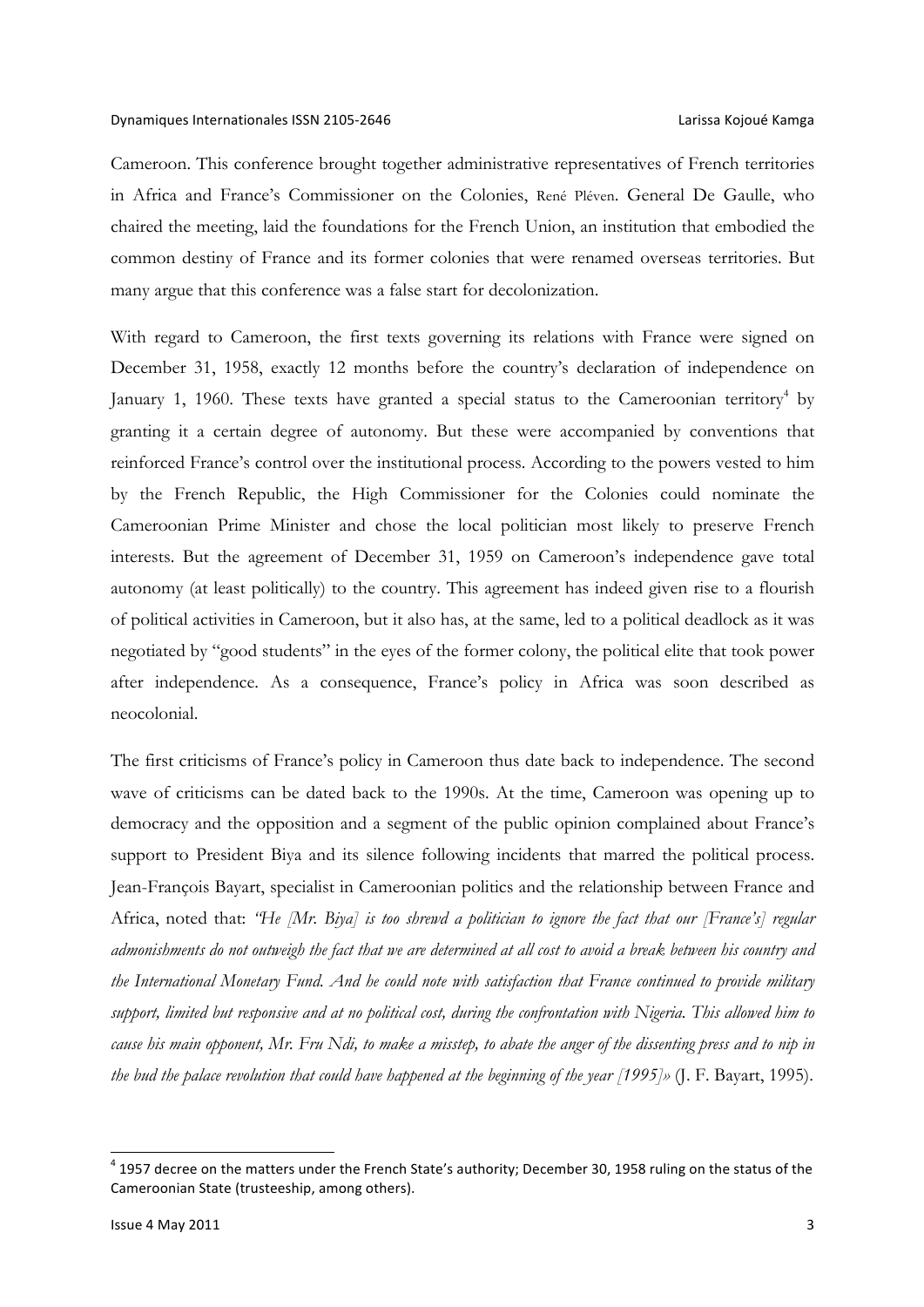Cameroon. This conference brought together administrative representatives of French territories in Africa and France's Commissioner on the Colonies, René Pléven. General De Gaulle, who chaired the meeting, laid the foundations for the French Union, an institution that embodied the common destiny of France and its former colonies that were renamed overseas territories. But many argue that this conference was a false start for decolonization.

With regard to Cameroon, the first texts governing its relations with France were signed on December 31, 1958, exactly 12 months before the country's declaration of independence on January 1, 1960. These texts have granted a special status to the Cameroonian territory[4] by granting it a certain degree of autonomy. But these were accompanied by conventions that reinforced France's control over the institutional process. According to the powers vested to him by the French Republic, the High Commissioner for the Colonies could nominate the Cameroonian Prime Minister and chose the local politician most likely to preserve French interests. But the agreement of December 31, 1959 on Cameroon's independence gave total autonomy (at least politically) to the country. This agreement has indeed given rise to a flourish of political activities in Cameroon, but it also has, at the same, led to a political deadlock as it was negotiated by "good students" in the eyes of the former colony, the political elite that took power after independence. As a consequence, France's policy in Africa was soon described as neocolonial.

The first criticisms of France's policy in Cameroon thus date back to independence. The second wave of criticisms can be dated back to the 1990s. At the time, Cameroon was opening up to democracy and the opposition and a segment of the public opinion complained about France's support to President Biya and its silence following incidents that marred the political process. Jean-François Bayart, specialist in Cameroonian politics and the relationship between France and Africa, noted that: *"He [Mr. Biya] is too shrewd a politician to ignore the fact that our [France's] regular admonishments do not outweigh the fact that we are determined at all cost to avoid a break between his country and the International Monetary Fund. And he could note with satisfaction that France continued to provide military support, limited but responsive and at no political cost, during the confrontation with Nigeria. This allowed him to cause his main opponent, Mr. Fru Ndi, to make a misstep, to abate the anger of the dissenting press and to nip in the bud the palace revolution that could have happened at the beginning of the year [1995]»* (J. F. Bayart, 1995).

---

[4] 1957 decree on the matters under the French State's authority; December 30, 1958 ruling on the status of the Cameroonian State (trusteeship, among others).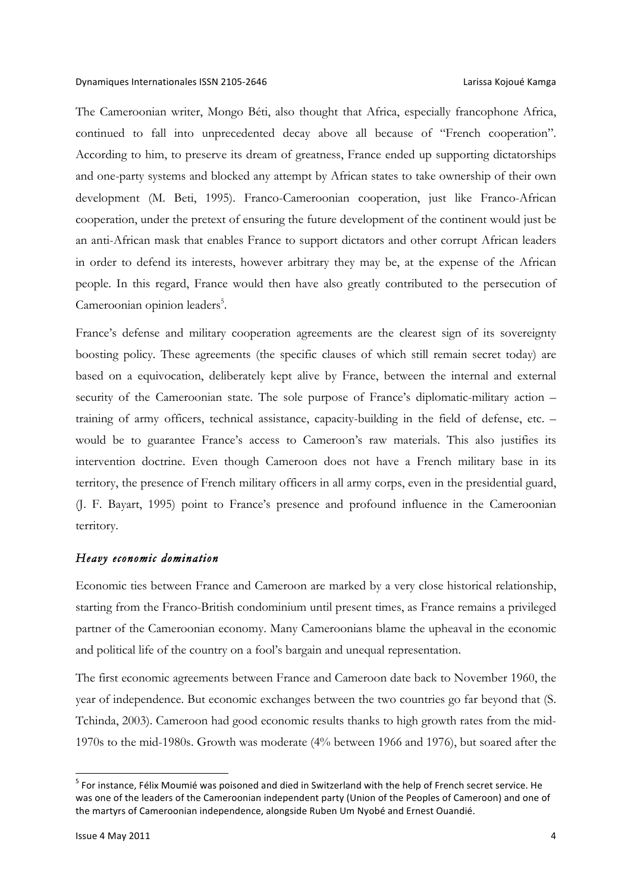The Cameroonian writer, Mongo Béti, also thought that Africa, especially francophone Africa, continued to fall into unprecedented decay above all because of "French cooperation". According to him, to preserve its dream of greatness, France ended up supporting dictatorships and one-party systems and blocked any attempt by African states to take ownership of their own development (M. Beti, 1995). Franco-Cameroonian cooperation, just like Franco-African cooperation, under the pretext of ensuring the future development of the continent would just be an anti-African mask that enables France to support dictators and other corrupt African leaders in order to defend its interests, however arbitrary they may be, at the expense of the African people. In this regard, France would then have also greatly contributed to the persecution of Cameroonian opinion leaders[5].

France's defense and military cooperation agreements are the clearest sign of its sovereignty boosting policy. These agreements (the specific clauses of which still remain secret today) are based on a equivocation, deliberately kept alive by France, between the internal and external security of the Cameroonian state. The sole purpose of France's diplomatic-military action – training of army officers, technical assistance, capacity-building in the field of defense, etc. – would be to guarantee France's access to Cameroon's raw materials. This also justifies its intervention doctrine. Even though Cameroon does not have a French military base in its territory, the presence of French military officers in all army corps, even in the presidential guard, (J. F. Bayart, 1995) point to France's presence and profound influence in the Cameroonian territory.

### *Heavy economic domination*

Economic ties between France and Cameroon are marked by a very close historical relationship, starting from the Franco-British condominium until present times, as France remains a privileged partner of the Cameroonian economy. Many Cameroonians blame the upheaval in the economic and political life of the country on a fool's bargain and unequal representation.

The first economic agreements between France and Cameroon date back to November 1960, the year of independence. But economic exchanges between the two countries go far beyond that (S. Tchinda, 2003). Cameroon had good economic results thanks to high growth rates from the mid-1970s to the mid-1980s. Growth was moderate (4% between 1966 and 1976), but soared after the

---

[5] For instance, Félix Moumié was poisoned and died in Switzerland with the help of French secret service. He was one of the leaders of the Cameroonian independent party (Union of the Peoples of Cameroon) and one of the martyrs of Cameroonian independence, alongside Ruben Um Nyobé and Ernest Ouandié.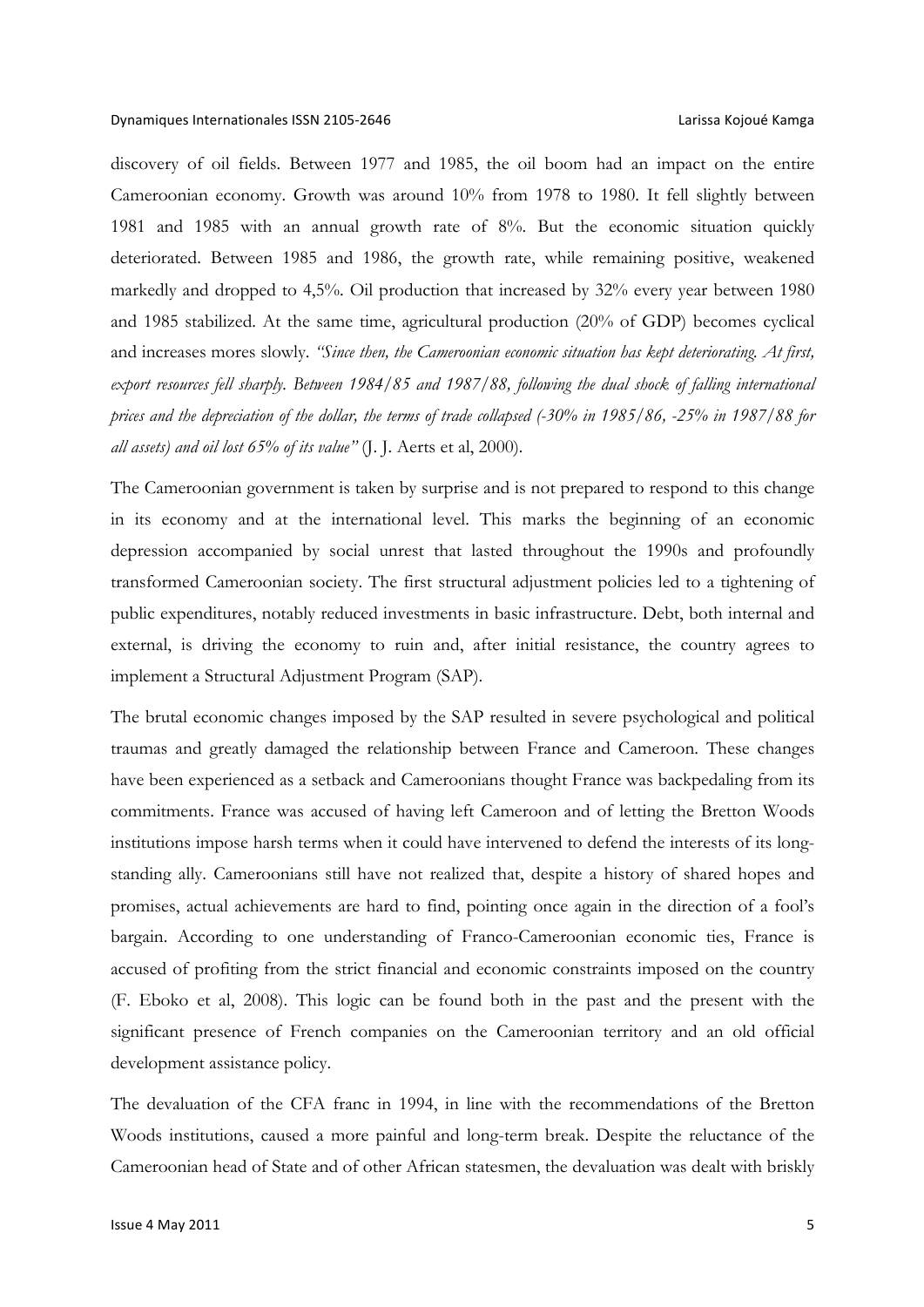discovery of oil fields. Between 1977 and 1985, the oil boom had an impact on the entire Cameroonian economy. Growth was around 10% from 1978 to 1980. It fell slightly between 1981 and 1985 with an annual growth rate of 8%. But the economic situation quickly deteriorated. Between 1985 and 1986, the growth rate, while remaining positive, weakened markedly and dropped to 4,5%. Oil production that increased by 32% every year between 1980 and 1985 stabilized. At the same time, agricultural production (20% of GDP) becomes cyclical and increases mores slowly. *"Since then, the Cameroonian economic situation has kept deteriorating. At first, export resources fell sharply. Between 1984/85 and 1987/88, following the dual shock of falling international prices and the depreciation of the dollar, the terms of trade collapsed (-30% in 1985/86, -25% in 1987/88 for all assets) and oil lost 65% of its value"* (J. J. Aerts et al, 2000).

The Cameroonian government is taken by surprise and is not prepared to respond to this change in its economy and at the international level. This marks the beginning of an economic depression accompanied by social unrest that lasted throughout the 1990s and profoundly transformed Cameroonian society. The first structural adjustment policies led to a tightening of public expenditures, notably reduced investments in basic infrastructure. Debt, both internal and external, is driving the economy to ruin and, after initial resistance, the country agrees to implement a Structural Adjustment Program (SAP).

The brutal economic changes imposed by the SAP resulted in severe psychological and political traumas and greatly damaged the relationship between France and Cameroon. These changes have been experienced as a setback and Cameroonians thought France was backpedaling from its commitments. France was accused of having left Cameroon and of letting the Bretton Woods institutions impose harsh terms when it could have intervened to defend the interests of its long-standing ally. Cameroonians still have not realized that, despite a history of shared hopes and promises, actual achievements are hard to find, pointing once again in the direction of a fool's bargain. According to one understanding of Franco-Cameroonian economic ties, France is accused of profiting from the strict financial and economic constraints imposed on the country (F. Eboko et al, 2008). This logic can be found both in the past and the present with the significant presence of French companies on the Cameroonian territory and an old official development assistance policy.

The devaluation of the CFA franc in 1994, in line with the recommendations of the Bretton Woods institutions, caused a more painful and long-term break. Despite the reluctance of the Cameroonian head of State and of other African statesmen, the devaluation was dealt with briskly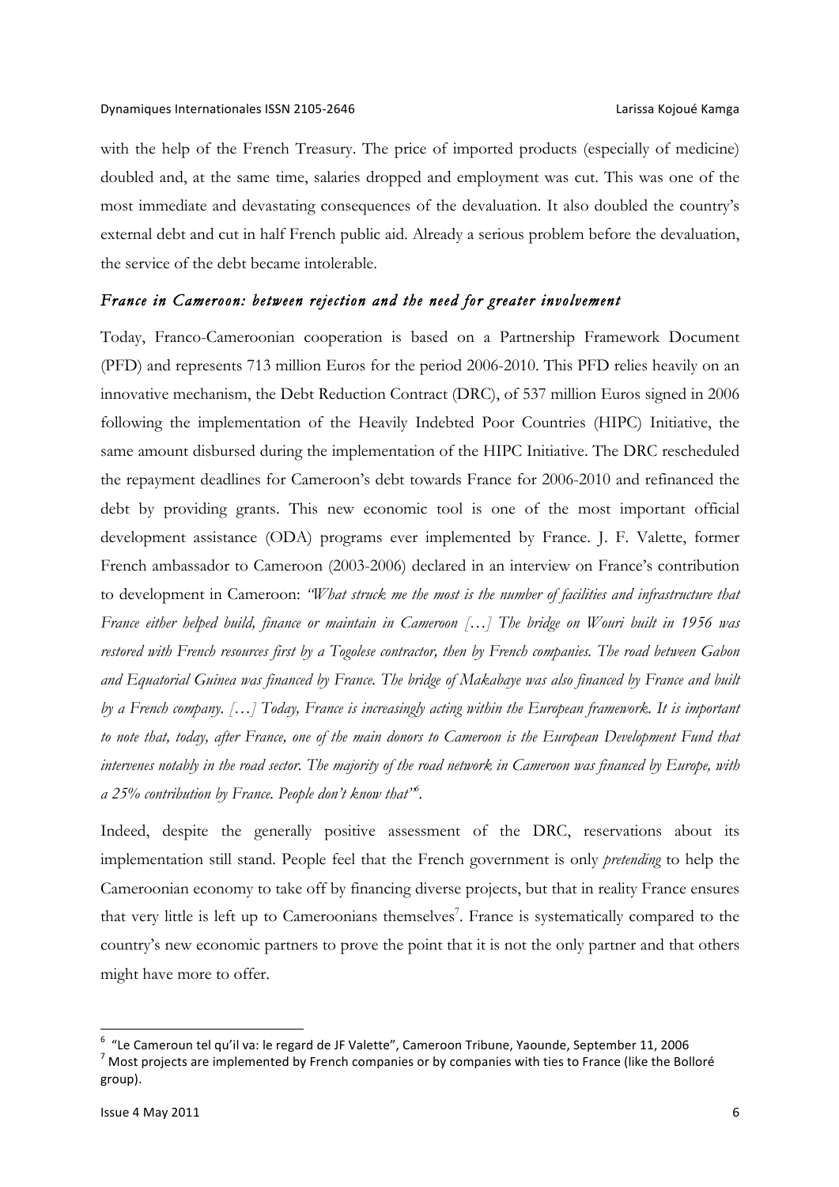with the help of the French Treasury. The price of imported products (especially of medicine) doubled and, at the same time, salaries dropped and employment was cut. This was one of the most immediate and devastating consequences of the devaluation. It also doubled the country's external debt and cut in half French public aid. Already a serious problem before the devaluation, the service of the debt became intolerable.

### *France in Cameroon: between rejection and the need for greater involvement*

Today, Franco-Cameroonian cooperation is based on a Partnership Framework Document (PFD) and represents 713 million Euros for the period 2006-2010. This PFD relies heavily on an innovative mechanism, the Debt Reduction Contract (DRC), of 537 million Euros signed in 2006 following the implementation of the Heavily Indebted Poor Countries (HIPC) Initiative, the same amount disbursed during the implementation of the HIPC Initiative. The DRC rescheduled the repayment deadlines for Cameroon's debt towards France for 2006-2010 and refinanced the debt by providing grants. This new economic tool is one of the most important official development assistance (ODA) programs ever implemented by France. J. F. Valette, former French ambassador to Cameroon (2003-2006) declared in an interview on France's contribution to development in Cameroon: *"What struck me the most is the number of facilities and infrastructure that France either helped build, finance or maintain in Cameroon […] The bridge on Wouri built in 1956 was restored with French resources first by a Togolese contractor, then by French companies. The road between Gabon and Equatorial Guinea was financed by France. The bridge of Makabaye was also financed by France and built by a French company. […] Today, France is increasingly acting within the European framework. It is important to note that, today, after France, one of the main donors to Cameroon is the European Development Fund that intervenes notably in the road sector. The majority of the road network in Cameroon was financed by Europe, with a 25% contribution by France. People don't know that"*[6].

Indeed, despite the generally positive assessment of the DRC, reservations about its implementation still stand. People feel that the French government is only *pretending* to help the Cameroonian economy to take off by financing diverse projects, but that in reality France ensures that very little is left up to Cameroonians themselves[7]. France is systematically compared to the country's new economic partners to prove the point that it is not the only partner and that others might have more to offer.

---

[6] "Le Cameroun tel qu'il va: le regard de JF Valette", Cameroon Tribune, Yaounde, September 11, 2006

[7] Most projects are implemented by French companies or by companies with ties to France (like the Bolloré group).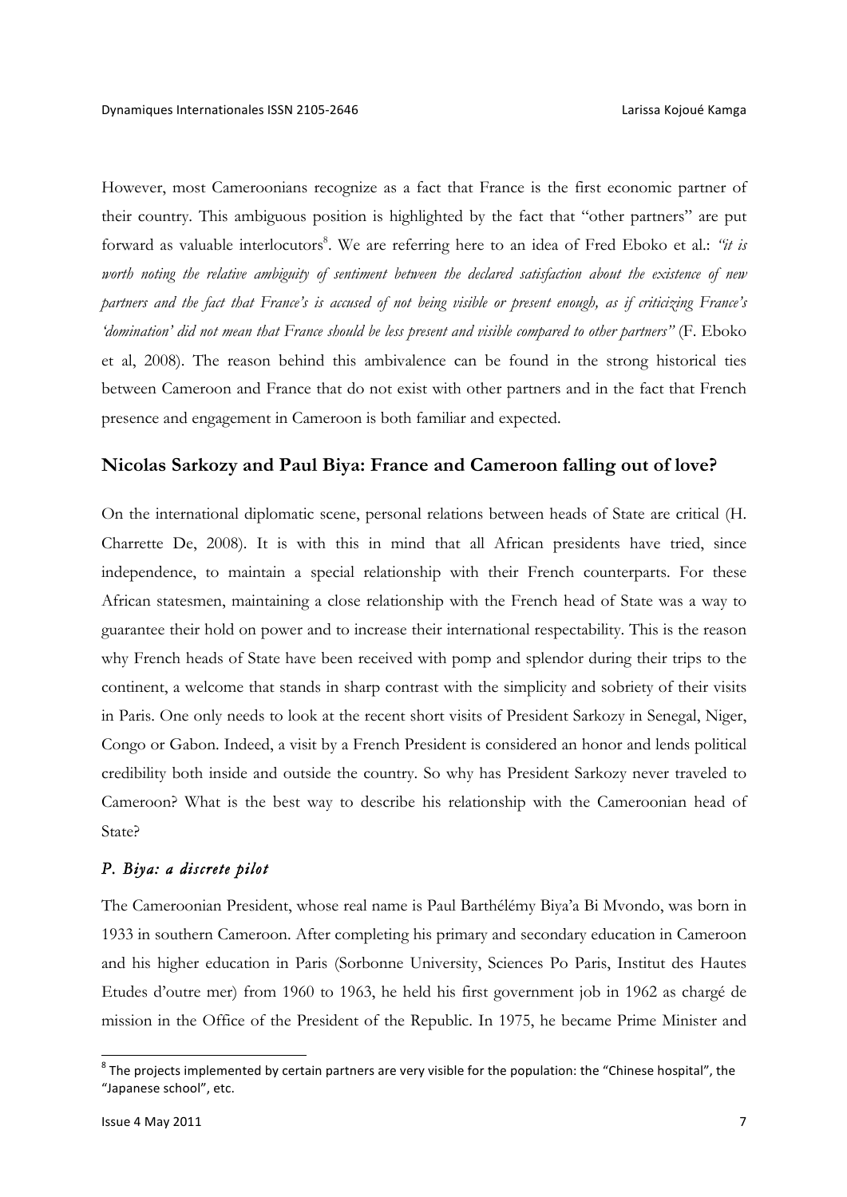However, most Cameroonians recognize as a fact that France is the first economic partner of their country. This ambiguous position is highlighted by the fact that "other partners" are put forward as valuable interlocutors[8]. We are referring here to an idea of Fred Eboko et al.: *"it is worth noting the relative ambiguity of sentiment between the declared satisfaction about the existence of new partners and the fact that France's is accused of not being visible or present enough, as if criticizing France's 'domination' did not mean that France should be less present and visible compared to other partners"* (F. Eboko et al, 2008). The reason behind this ambivalence can be found in the strong historical ties between Cameroon and France that do not exist with other partners and in the fact that French presence and engagement in Cameroon is both familiar and expected.

## Nicolas Sarkozy and Paul Biya: France and Cameroon falling out of love?

On the international diplomatic scene, personal relations between heads of State are critical (H. Charrette De, 2008). It is with this in mind that all African presidents have tried, since independence, to maintain a special relationship with their French counterparts. For these African statesmen, maintaining a close relationship with the French head of State was a way to guarantee their hold on power and to increase their international respectability. This is the reason why French heads of State have been received with pomp and splendor during their trips to the continent, a welcome that stands in sharp contrast with the simplicity and sobriety of their visits in Paris. One only needs to look at the recent short visits of President Sarkozy in Senegal, Niger, Congo or Gabon. Indeed, a visit by a French President is considered an honor and lends political credibility both inside and outside the country. So why has President Sarkozy never traveled to Cameroon? What is the best way to describe his relationship with the Cameroonian head of State?

### *P. Biya: a discrete pilot*

The Cameroonian President, whose real name is Paul Barthélémy Biya'a Bi Mvondo, was born in 1933 in southern Cameroon. After completing his primary and secondary education in Cameroon and his higher education in Paris (Sorbonne University, Sciences Po Paris, Institut des Hautes Etudes d'outre mer) from 1960 to 1963, he held his first government job in 1962 as chargé de mission in the Office of the President of the Republic. In 1975, he became Prime Minister and

---

[8] The projects implemented by certain partners are very visible for the population: the "Chinese hospital", the "Japanese school", etc.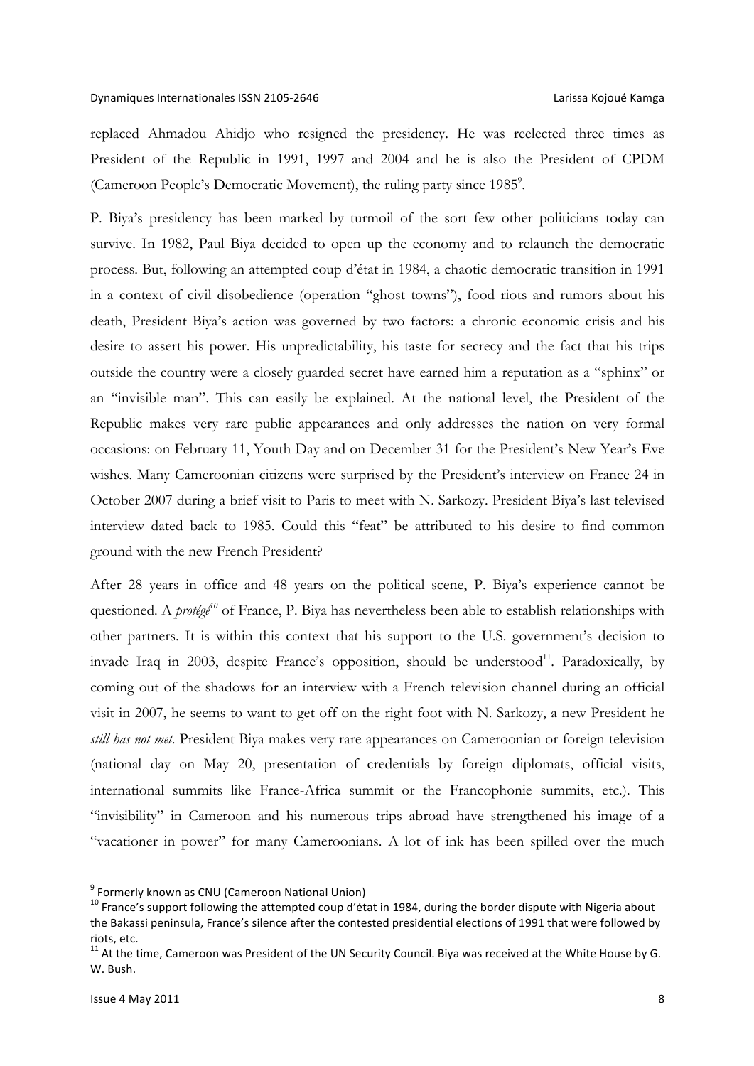replaced Ahmadou Ahidjo who resigned the presidency. He was reelected three times as President of the Republic in 1991, 1997 and 2004 and he is also the President of CPDM (Cameroon People's Democratic Movement), the ruling party since 1985[9].

P. Biya's presidency has been marked by turmoil of the sort few other politicians today can survive. In 1982, Paul Biya decided to open up the economy and to relaunch the democratic process. But, following an attempted coup d'état in 1984, a chaotic democratic transition in 1991 in a context of civil disobedience (operation "ghost towns"), food riots and rumors about his death, President Biya's action was governed by two factors: a chronic economic crisis and his desire to assert his power. His unpredictability, his taste for secrecy and the fact that his trips outside the country were a closely guarded secret have earned him a reputation as a "sphinx" or an "invisible man". This can easily be explained. At the national level, the President of the Republic makes very rare public appearances and only addresses the nation on very formal occasions: on February 11, Youth Day and on December 31 for the President's New Year's Eve wishes. Many Cameroonian citizens were surprised by the President's interview on France 24 in October 2007 during a brief visit to Paris to meet with N. Sarkozy. President Biya's last televised interview dated back to 1985. Could this "feat" be attributed to his desire to find common ground with the new French President?

After 28 years in office and 48 years on the political scene, P. Biya's experience cannot be questioned. A *protégé*[10] of France, P. Biya has nevertheless been able to establish relationships with other partners. It is within this context that his support to the U.S. government's decision to invade Iraq in 2003, despite France's opposition, should be understood[11]. Paradoxically, by coming out of the shadows for an interview with a French television channel during an official visit in 2007, he seems to want to get off on the right foot with N. Sarkozy, a new President he *still has not met*. President Biya makes very rare appearances on Cameroonian or foreign television (national day on May 20, presentation of credentials by foreign diplomats, official visits, international summits like France-Africa summit or the Francophonie summits, etc.). This "invisibility" in Cameroon and his numerous trips abroad have strengthened his image of a "vacationer in power" for many Cameroonians. A lot of ink has been spilled over the much

---

[9] Formerly known as CNU (Cameroon National Union)

[10] France's support following the attempted coup d'état in 1984, during the border dispute with Nigeria about the Bakassi peninsula, France's silence after the contested presidential elections of 1991 that were followed by riots, etc.

[11] At the time, Cameroon was President of the UN Security Council. Biya was received at the White House by G. W. Bush.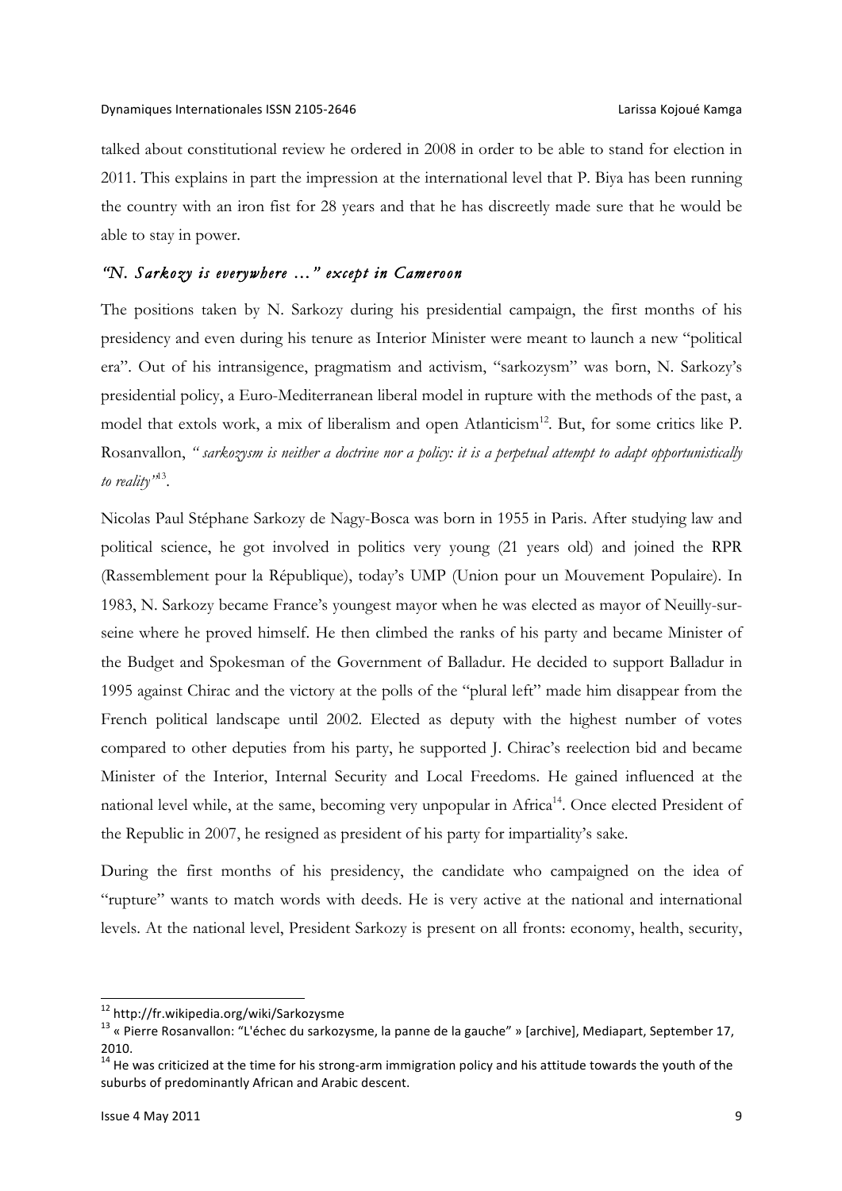talked about constitutional review he ordered in 2008 in order to be able to stand for election in 2011. This explains in part the impression at the international level that P. Biya has been running the country with an iron fist for 28 years and that he has discreetly made sure that he would be able to stay in power.

### *"N. Sarkozy is everywhere ..." except in Cameroon*

The positions taken by N. Sarkozy during his presidential campaign, the first months of his presidency and even during his tenure as Interior Minister were meant to launch a new "political era". Out of his intransigence, pragmatism and activism, "sarkozysm" was born, N. Sarkozy's presidential policy, a Euro-Mediterranean liberal model in rupture with the methods of the past, a model that extols work, a mix of liberalism and open Atlanticism[12]. But, for some critics like P. Rosanvallon, *" sarkozysm is neither a doctrine nor a policy: it is a perpetual attempt to adapt opportunistically to reality"*[13].

Nicolas Paul Stéphane Sarkozy de Nagy-Bosca was born in 1955 in Paris. After studying law and political science, he got involved in politics very young (21 years old) and joined the RPR (Rassemblement pour la République), today's UMP (Union pour un Mouvement Populaire). In 1983, N. Sarkozy became France's youngest mayor when he was elected as mayor of Neuilly-sur-seine where he proved himself. He then climbed the ranks of his party and became Minister of the Budget and Spokesman of the Government of Balladur. He decided to support Balladur in 1995 against Chirac and the victory at the polls of the "plural left" made him disappear from the French political landscape until 2002. Elected as deputy with the highest number of votes compared to other deputies from his party, he supported J. Chirac's reelection bid and became Minister of the Interior, Internal Security and Local Freedoms. He gained influenced at the national level while, at the same, becoming very unpopular in Africa[14]. Once elected President of the Republic in 2007, he resigned as president of his party for impartiality's sake.

During the first months of his presidency, the candidate who campaigned on the idea of "rupture" wants to match words with deeds. He is very active at the national and international levels. At the national level, President Sarkozy is present on all fronts: economy, health, security,

---

[12] http://fr.wikipedia.org/wiki/Sarkozysme

[13] « Pierre Rosanvallon: "L'échec du sarkozysme, la panne de la gauche" » [archive], Mediapart, September 17, 2010.

[14] He was criticized at the time for his strong-arm immigration policy and his attitude towards the youth of the suburbs of predominantly African and Arabic descent.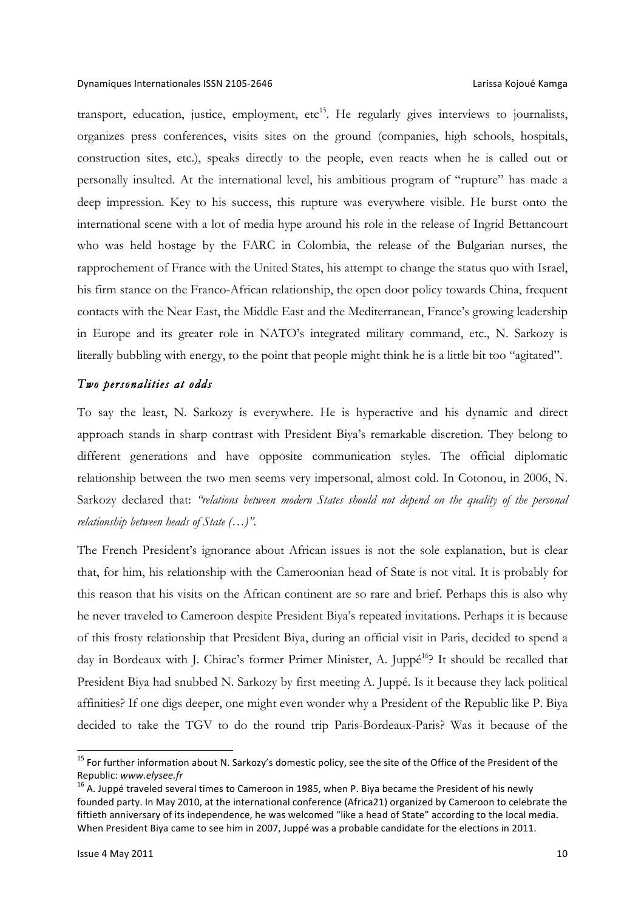transport, education, justice, employment, etc[15]. He regularly gives interviews to journalists, organizes press conferences, visits sites on the ground (companies, high schools, hospitals, construction sites, etc.), speaks directly to the people, even reacts when he is called out or personally insulted. At the international level, his ambitious program of "rupture" has made a deep impression. Key to his success, this rupture was everywhere visible. He burst onto the international scene with a lot of media hype around his role in the release of Ingrid Bettancourt who was held hostage by the FARC in Colombia, the release of the Bulgarian nurses, the rapprochement of France with the United States, his attempt to change the status quo with Israel, his firm stance on the Franco-African relationship, the open door policy towards China, frequent contacts with the Near East, the Middle East and the Mediterranean, France's growing leadership in Europe and its greater role in NATO's integrated military command, etc., N. Sarkozy is literally bubbling with energy, to the point that people might think he is a little bit too "agitated".

### *Two personalities at odds*

To say the least, N. Sarkozy is everywhere. He is hyperactive and his dynamic and direct approach stands in sharp contrast with President Biya's remarkable discretion. They belong to different generations and have opposite communication styles. The official diplomatic relationship between the two men seems very impersonal, almost cold. In Cotonou, in 2006, N. Sarkozy declared that: *"relations between modern States should not depend on the quality of the personal relationship between heads of State (…)".*

The French President's ignorance about African issues is not the sole explanation, but is clear that, for him, his relationship with the Cameroonian head of State is not vital. It is probably for this reason that his visits on the African continent are so rare and brief. Perhaps this is also why he never traveled to Cameroon despite President Biya's repeated invitations. Perhaps it is because of this frosty relationship that President Biya, during an official visit in Paris, decided to spend a day in Bordeaux with J. Chirac's former Primer Minister, A. Juppé[16]? It should be recalled that President Biya had snubbed N. Sarkozy by first meeting A. Juppé. Is it because they lack political affinities? If one digs deeper, one might even wonder why a President of the Republic like P. Biya decided to take the TGV to do the round trip Paris-Bordeaux-Paris? Was it because of the

---

[15] For further information about N. Sarkozy's domestic policy, see the site of the Office of the President of the Republic: *www.elysee.fr*

[16] A. Juppé traveled several times to Cameroon in 1985, when P. Biya became the President of his newly founded party. In May 2010, at the international conference (Africa21) organized by Cameroon to celebrate the fiftieth anniversary of its independence, he was welcomed "like a head of State" according to the local media. When President Biya came to see him in 2007, Juppé was a probable candidate for the elections in 2011.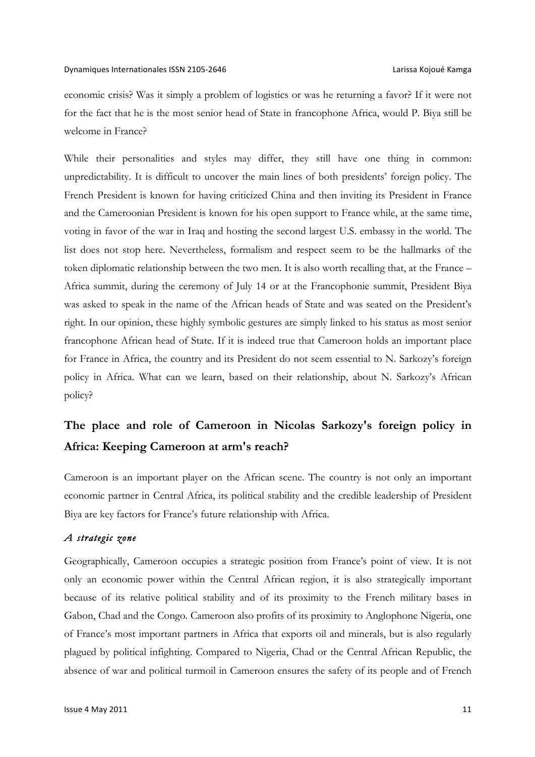economic crisis? Was it simply a problem of logistics or was he returning a favor? If it were not for the fact that he is the most senior head of State in francophone Africa, would P. Biya still be welcome in France?

While their personalities and styles may differ, they still have one thing in common: unpredictability. It is difficult to uncover the main lines of both presidents' foreign policy. The French President is known for having criticized China and then inviting its President in France and the Cameroonian President is known for his open support to France while, at the same time, voting in favor of the war in Iraq and hosting the second largest U.S. embassy in the world. The list does not stop here. Nevertheless, formalism and respect seem to be the hallmarks of the token diplomatic relationship between the two men. It is also worth recalling that, at the France – Africa summit, during the ceremony of July 14 or at the Francophonie summit, President Biya was asked to speak in the name of the African heads of State and was seated on the President's right. In our opinion, these highly symbolic gestures are simply linked to his status as most senior francophone African head of State. If it is indeed true that Cameroon holds an important place for France in Africa, the country and its President do not seem essential to N. Sarkozy's foreign policy in Africa. What can we learn, based on their relationship, about N. Sarkozy's African policy?

## The place and role of Cameroon in Nicolas Sarkozy's foreign policy in Africa: Keeping Cameroon at arm's reach?

Cameroon is an important player on the African scene. The country is not only an important economic partner in Central Africa, its political stability and the credible leadership of President Biya are key factors for France's future relationship with Africa.

### *A strategic zone*

Geographically, Cameroon occupies a strategic position from France's point of view. It is not only an economic power within the Central African region, it is also strategically important because of its relative political stability and of its proximity to the French military bases in Gabon, Chad and the Congo. Cameroon also profits of its proximity to Anglophone Nigeria, one of France's most important partners in Africa that exports oil and minerals, but is also regularly plagued by political infighting. Compared to Nigeria, Chad or the Central African Republic, the absence of war and political turmoil in Cameroon ensures the safety of its people and of French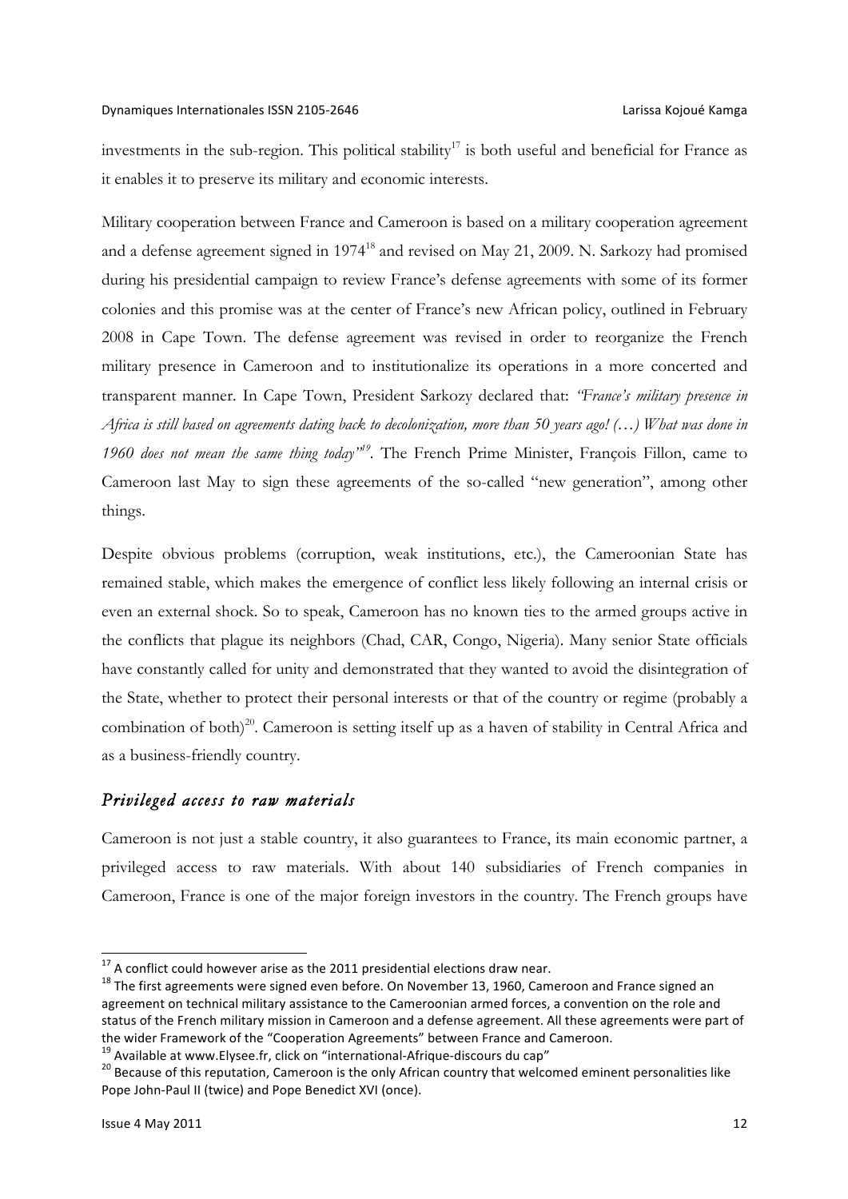investments in the sub-region. This political stability[17] is both useful and beneficial for France as it enables it to preserve its military and economic interests.

Military cooperation between France and Cameroon is based on a military cooperation agreement and a defense agreement signed in 1974[18] and revised on May 21, 2009. N. Sarkozy had promised during his presidential campaign to review France's defense agreements with some of its former colonies and this promise was at the center of France's new African policy, outlined in February 2008 in Cape Town. The defense agreement was revised in order to reorganize the French military presence in Cameroon and to institutionalize its operations in a more concerted and transparent manner. In Cape Town, President Sarkozy declared that: *"France's military presence in Africa is still based on agreements dating back to decolonization, more than 50 years ago! (…) What was done in 1960 does not mean the same thing today"*[19]. The French Prime Minister, François Fillon, came to Cameroon last May to sign these agreements of the so-called "new generation", among other things.

Despite obvious problems (corruption, weak institutions, etc.), the Cameroonian State has remained stable, which makes the emergence of conflict less likely following an internal crisis or even an external shock. So to speak, Cameroon has no known ties to the armed groups active in the conflicts that plague its neighbors (Chad, CAR, Congo, Nigeria). Many senior State officials have constantly called for unity and demonstrated that they wanted to avoid the disintegration of the State, whether to protect their personal interests or that of the country or regime (probably a combination of both)[20]. Cameroon is setting itself up as a haven of stability in Central Africa and as a business-friendly country.

### *Privileged access to raw materials*

Cameroon is not just a stable country, it also guarantees to France, its main economic partner, a privileged access to raw materials. With about 140 subsidiaries of French companies in Cameroon, France is one of the major foreign investors in the country. The French groups have

---

[17] A conflict could however arise as the 2011 presidential elections draw near.

[18] The first agreements were signed even before. On November 13, 1960, Cameroon and France signed an agreement on technical military assistance to the Cameroonian armed forces, a convention on the role and status of the French military mission in Cameroon and a defense agreement. All these agreements were part of the wider Framework of the "Cooperation Agreements" between France and Cameroon.

[19] Available at www.Elysee.fr, click on "international-Afrique-discours du cap"

[20] Because of this reputation, Cameroon is the only African country that welcomed eminent personalities like Pope John-Paul II (twice) and Pope Benedict XVI (once).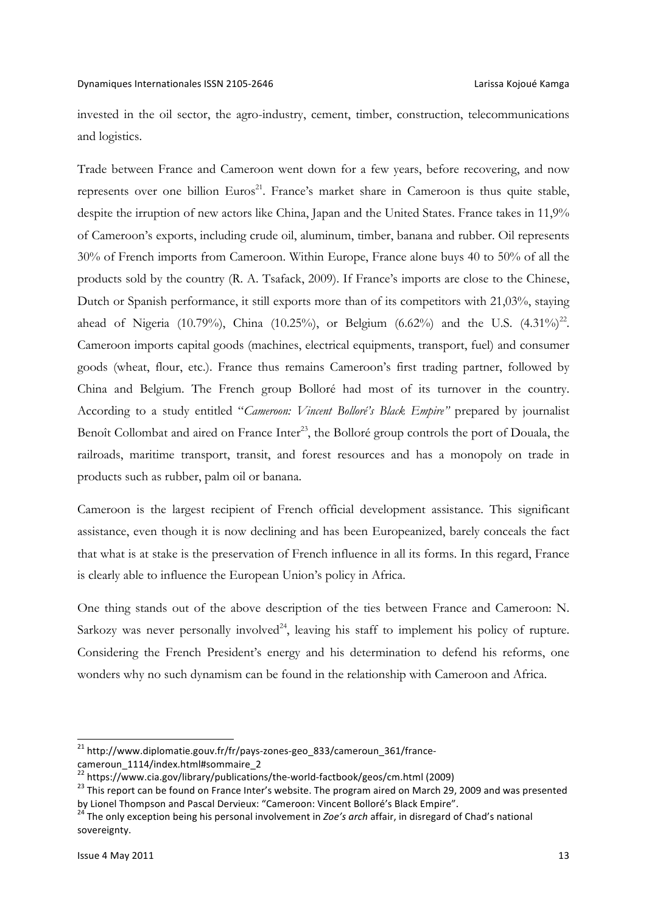invested in the oil sector, the agro-industry, cement, timber, construction, telecommunications and logistics.

Trade between France and Cameroon went down for a few years, before recovering, and now represents over one billion Euros[21]. France's market share in Cameroon is thus quite stable, despite the irruption of new actors like China, Japan and the United States. France takes in 11,9% of Cameroon's exports, including crude oil, aluminum, timber, banana and rubber. Oil represents 30% of French imports from Cameroon. Within Europe, France alone buys 40 to 50% of all the products sold by the country (R. A. Tsafack, 2009). If France's imports are close to the Chinese, Dutch or Spanish performance, it still exports more than of its competitors with 21,03%, staying ahead of Nigeria (10.79%), China (10.25%), or Belgium (6.62%) and the U.S. (4.31%)[22]. Cameroon imports capital goods (machines, electrical equipments, transport, fuel) and consumer goods (wheat, flour, etc.). France thus remains Cameroon's first trading partner, followed by China and Belgium. The French group Bolloré had most of its turnover in the country. According to a study entitled "*Cameroon: Vincent Bolloré's Black Empire"* prepared by journalist Benoît Collombat and aired on France Inter[23], the Bolloré group controls the port of Douala, the railroads, maritime transport, transit, and forest resources and has a monopoly on trade in products such as rubber, palm oil or banana.

Cameroon is the largest recipient of French official development assistance. This significant assistance, even though it is now declining and has been Europeanized, barely conceals the fact that what is at stake is the preservation of French influence in all its forms. In this regard, France is clearly able to influence the European Union's policy in Africa.

One thing stands out of the above description of the ties between France and Cameroon: N. Sarkozy was never personally involved[24], leaving his staff to implement his policy of rupture. Considering the French President's energy and his determination to defend his reforms, one wonders why no such dynamism can be found in the relationship with Cameroon and Africa.

---

[21] http://www.diplomatie.gouv.fr/fr/pays-zones-geo_833/cameroun_361/france-cameroun_1114/index.html#sommaire_2

[22] https://www.cia.gov/library/publications/the-world-factbook/geos/cm.html (2009)

[23] This report can be found on France Inter's website. The program aired on March 29, 2009 and was presented by Lionel Thompson and Pascal Dervieux: "Cameroon: Vincent Bolloré's Black Empire".

[24] The only exception being his personal involvement in *Zoe's arch* affair, in disregard of Chad's national sovereignty.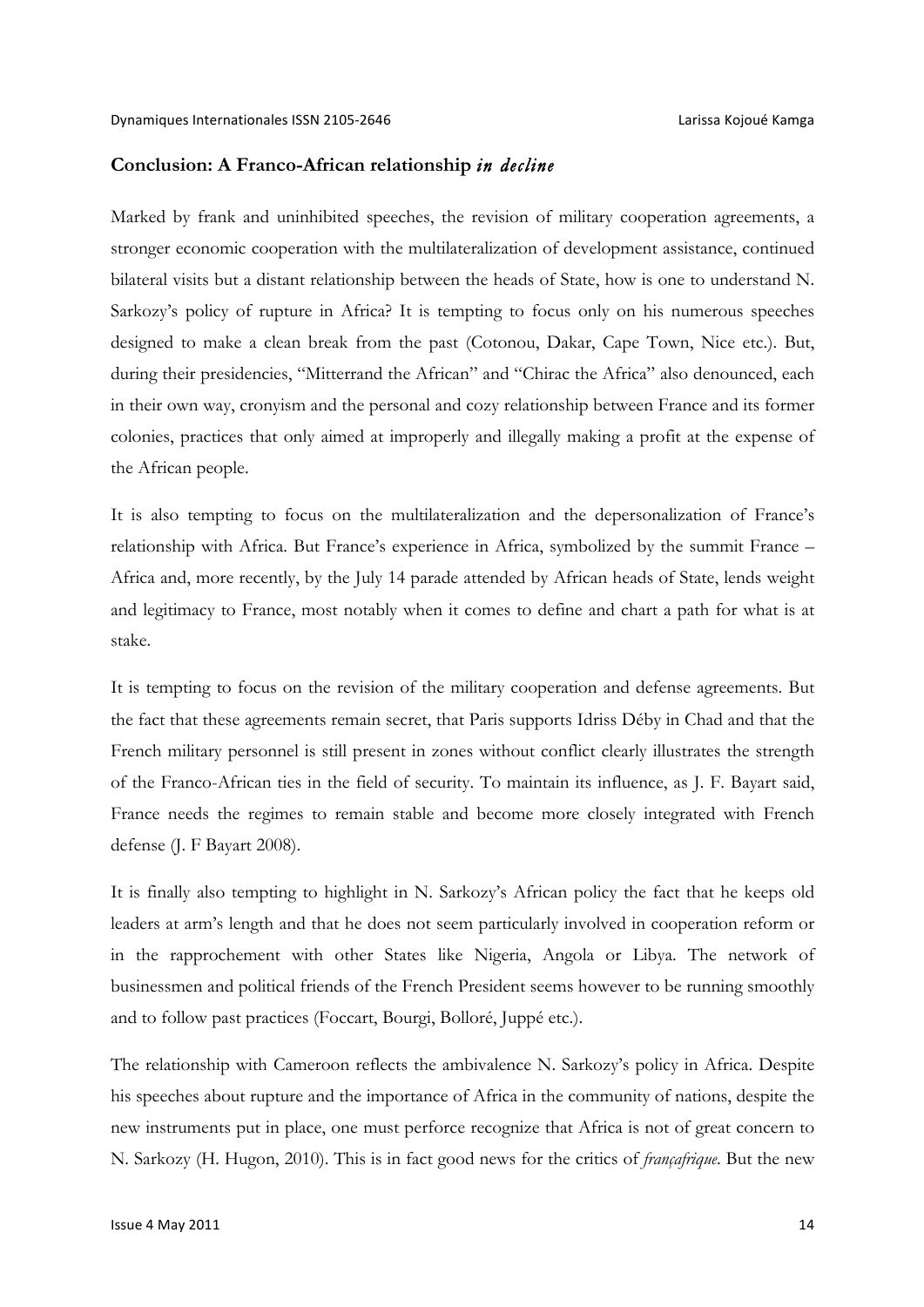**Conclusion: A Franco-African relationship *in decline***

Marked by frank and uninhibited speeches, the revision of military cooperation agreements, a stronger economic cooperation with the multilateralization of development assistance, continued bilateral visits but a distant relationship between the heads of State, how is one to understand N. Sarkozy's policy of rupture in Africa? It is tempting to focus only on his numerous speeches designed to make a clean break from the past (Cotonou, Dakar, Cape Town, Nice etc.). But, during their presidencies, "Mitterrand the African" and "Chirac the Africa" also denounced, each in their own way, cronyism and the personal and cozy relationship between France and its former colonies, practices that only aimed at improperly and illegally making a profit at the expense of the African people.

It is also tempting to focus on the multilateralization and the depersonalization of France's relationship with Africa. But France's experience in Africa, symbolized by the summit France – Africa and, more recently, by the July 14 parade attended by African heads of State, lends weight and legitimacy to France, most notably when it comes to define and chart a path for what is at stake.

It is tempting to focus on the revision of the military cooperation and defense agreements. But the fact that these agreements remain secret, that Paris supports Idriss Déby in Chad and that the French military personnel is still present in zones without conflict clearly illustrates the strength of the Franco-African ties in the field of security. To maintain its influence, as J. F. Bayart said, France needs the regimes to remain stable and become more closely integrated with French defense (J. F Bayart 2008).

It is finally also tempting to highlight in N. Sarkozy's African policy the fact that he keeps old leaders at arm's length and that he does not seem particularly involved in cooperation reform or in the rapprochement with other States like Nigeria, Angola or Libya. The network of businessmen and political friends of the French President seems however to be running smoothly and to follow past practices (Foccart, Bourgi, Bolloré, Juppé etc.).

The relationship with Cameroon reflects the ambivalence N. Sarkozy's policy in Africa. Despite his speeches about rupture and the importance of Africa in the community of nations, despite the new instruments put in place, one must perforce recognize that Africa is not of great concern to N. Sarkozy (H. Hugon, 2010). This is in fact good news for the critics of *françafrique*. But the new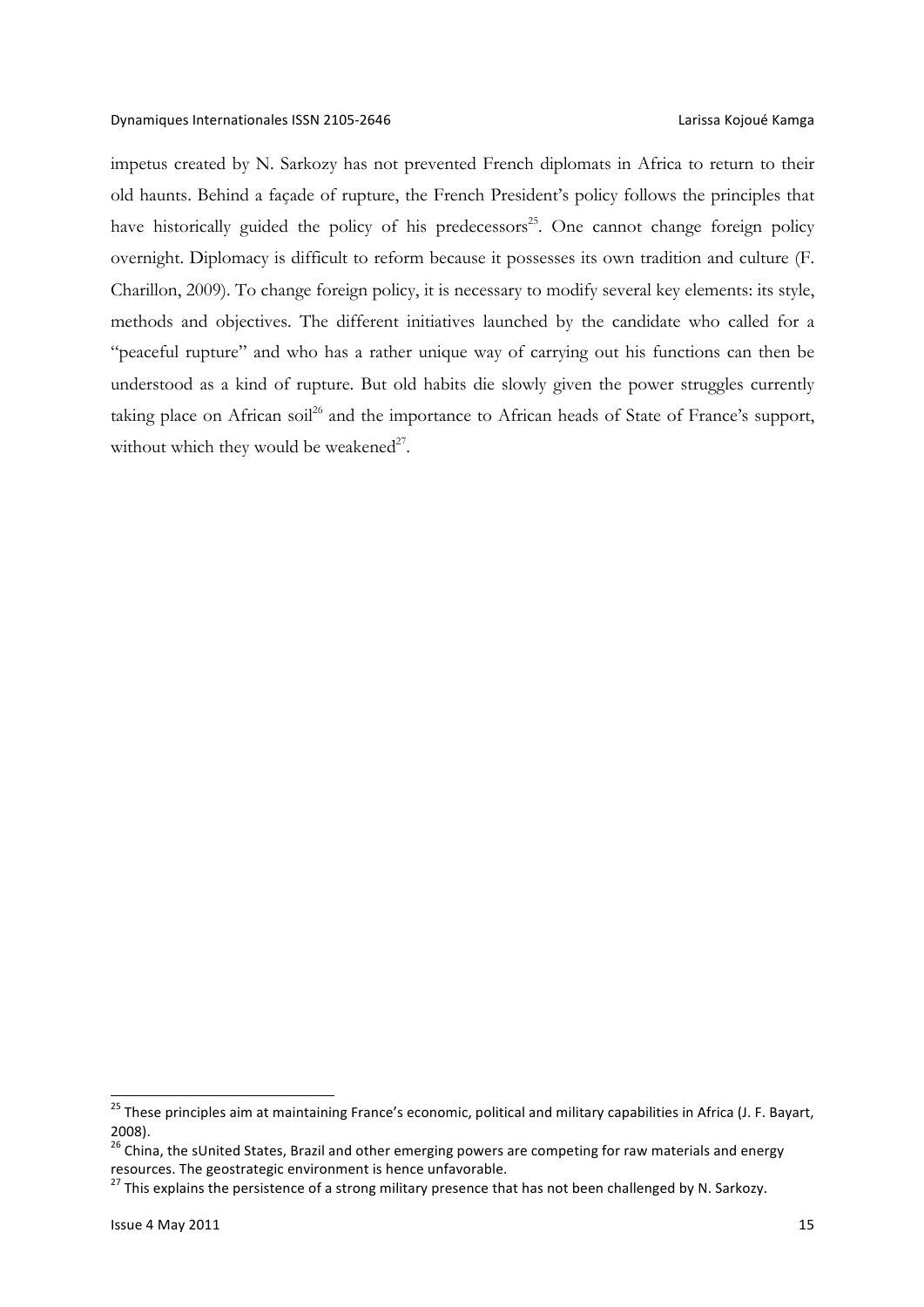impetus created by N. Sarkozy has not prevented French diplomats in Africa to return to their old haunts. Behind a façade of rupture, the French President's policy follows the principles that have historically guided the policy of his predecessors[25]. One cannot change foreign policy overnight. Diplomacy is difficult to reform because it possesses its own tradition and culture (F. Charillon, 2009). To change foreign policy, it is necessary to modify several key elements: its style, methods and objectives. The different initiatives launched by the candidate who called for a "peaceful rupture" and who has a rather unique way of carrying out his functions can then be understood as a kind of rupture. But old habits die slowly given the power struggles currently taking place on African soil[26] and the importance to African heads of State of France's support, without which they would be weakened[27].

---

[25] These principles aim at maintaining France's economic, political and military capabilities in Africa (J. F. Bayart, 2008).

[26] China, the sUnited States, Brazil and other emerging powers are competing for raw materials and energy resources. The geostrategic environment is hence unfavorable.

[27] This explains the persistence of a strong military presence that has not been challenged by N. Sarkozy.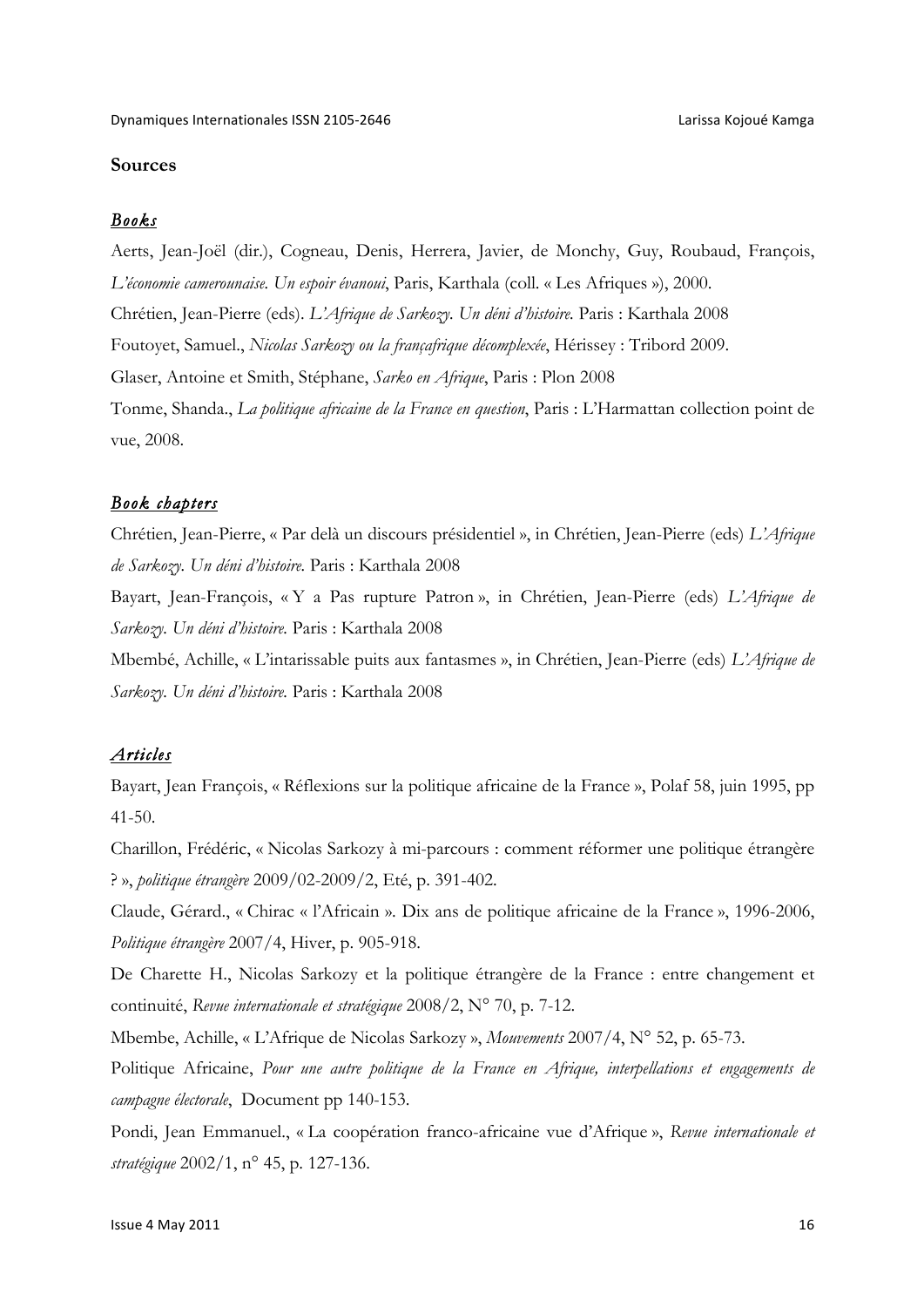**Sources**

### *Books*

Aerts, Jean-Joël (dir.), Cogneau, Denis, Herrera, Javier, de Monchy, Guy, Roubaud, François, *L'économie camerounaise. Un espoir évanoui*, Paris, Karthala (coll. « Les Afriques »), 2000.

Chrétien, Jean-Pierre (eds). *L'Afrique de Sarkozy. Un déni d'histoire.* Paris : Karthala 2008

Foutoyet, Samuel., *Nicolas Sarkozy ou la françafrique décomplexée*, Hérissey : Tribord 2009.

Glaser, Antoine et Smith, Stéphane, *Sarko en Afrique*, Paris : Plon 2008

Tonme, Shanda., *La politique africaine de la France en question*, Paris : L'Harmattan collection point de vue, 2008.

### *Book chapters*

Chrétien, Jean-Pierre, « Par delà un discours présidentiel », in Chrétien, Jean-Pierre (eds) *L'Afrique de Sarkozy. Un déni d'histoire.* Paris : Karthala 2008

Bayart, Jean-François, « Y a Pas rupture Patron », in Chrétien, Jean-Pierre (eds) *L'Afrique de Sarkozy. Un déni d'histoire.* Paris : Karthala 2008

Mbembé, Achille, « L'intarissable puits aux fantasmes », in Chrétien, Jean-Pierre (eds) *L'Afrique de Sarkozy. Un déni d'histoire.* Paris : Karthala 2008

### *Articles*

Bayart, Jean François, « Réflexions sur la politique africaine de la France », Polaf 58, juin 1995, pp 41-50.

Charillon, Frédéric, « Nicolas Sarkozy à mi-parcours : comment réformer une politique étrangère ? », *politique étrangère* 2009/02-2009/2, Eté, p. 391-402.

Claude, Gérard., « Chirac « l'Africain ». Dix ans de politique africaine de la France », 1996-2006, *Politique étrangère* 2007/4, Hiver, p. 905-918.

De Charette H., Nicolas Sarkozy et la politique étrangère de la France : entre changement et continuité, *Revue internationale et stratégique* 2008/2, N° 70, p. 7-12.

Mbembe, Achille, « L'Afrique de Nicolas Sarkozy », *Mouvements* 2007/4, N° 52, p. 65-73.

Politique Africaine, *Pour une autre politique de la France en Afrique, interpellations et engagements de campagne électorale*, Document pp 140-153.

Pondi, Jean Emmanuel., « La coopération franco-africaine vue d'Afrique », *Revue internationale et stratégique* 2002/1, n° 45, p. 127-136.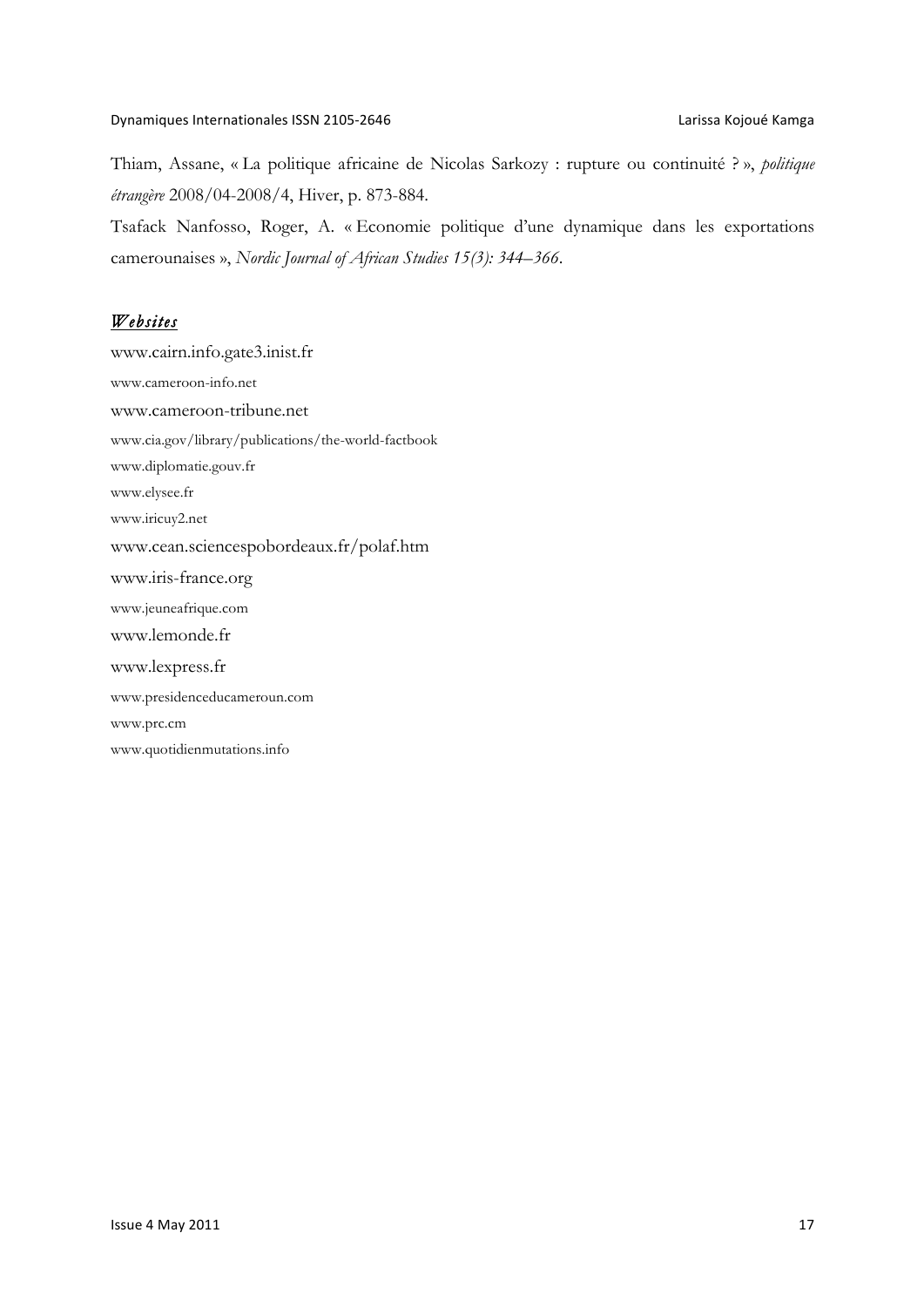Thiam, Assane, « La politique africaine de Nicolas Sarkozy : rupture ou continuité ? », *politique étrangère* 2008/04-2008/4, Hiver, p. 873-884.

Tsafack Nanfosso, Roger, A. « Economie politique d'une dynamique dans les exportations camerounaises », *Nordic Journal of African Studies 15(3): 344–366*.

## ***Websites***

www.cairn.info.gate3.inist.fr

www.cameroon-info.net

www.cameroon-tribune.net

www.cia.gov/library/publications/the-world-factbook

www.diplomatie.gouv.fr

www.elysee.fr

www.iricuy2.net

www.cean.sciencespobordeaux.fr/polaf.htm

www.iris-france.org

www.jeuneafrique.com

www.lemonde.fr

www.lexpress.fr

www.presidenceducameroun.com

www.prc.cm

www.quotidienmutations.info